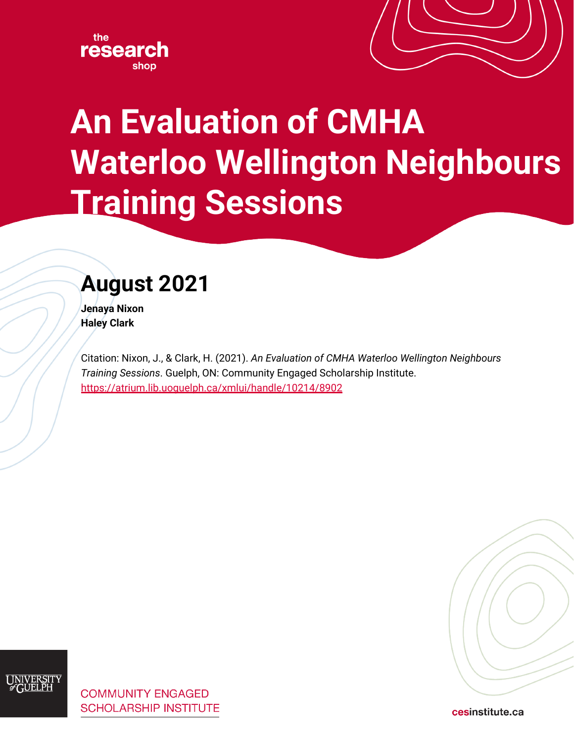the research shop

# An Evaluation of CMHA Waterloo Wellington Neighbours Training Sessions

## August 2021

**Jenaya Nixon**
**Haley Clark**

Citation: Nixon, J., & Clark, H. (2021). *An Evaluation of CMHA Waterloo Wellington Neighbours Training Sessions*. Guelph, ON: Community Engaged Scholarship Institute. https://atrium.lib.uoguelph.ca/xmlui/handle/10214/8902

UNIVERSITY of GUELPH

COMMUNITY ENGAGED SCHOLARSHIP INSTITUTE

cesinstitute.ca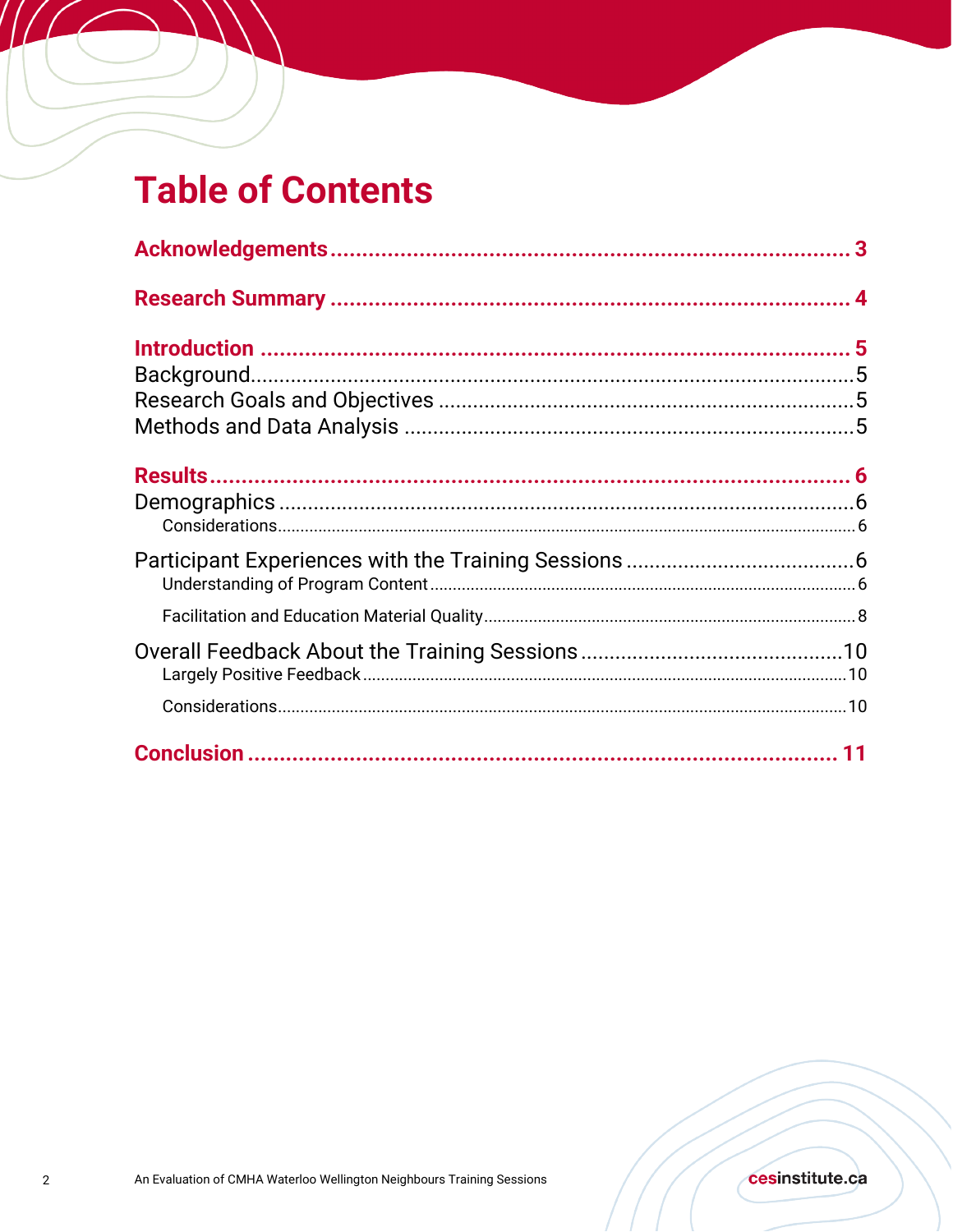# Table of Contents

**Acknowledgements** .......... 3

**Research Summary** .......... 4

**Introduction** .......... 5

Background .......... 5

Research Goals and Objectives .......... 5

Methods and Data Analysis .......... 5

**Results** .......... 6

Demographics .......... 6

- Considerations .......... 6

Participant Experiences with the Training Sessions .......... 6

- Understanding of Program Content .......... 6
- Facilitation and Education Material Quality .......... 8

Overall Feedback About the Training Sessions .......... 10

- Largely Positive Feedback .......... 10
- Considerations .......... 10

**Conclusion** .......... 11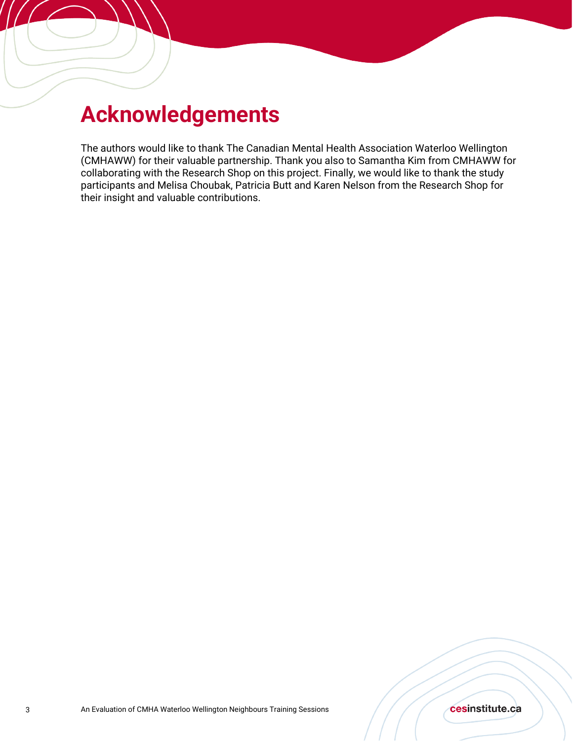# Acknowledgements

The authors would like to thank The Canadian Mental Health Association Waterloo Wellington (CMHAWW) for their valuable partnership. Thank you also to Samantha Kim from CMHAWW for collaborating with the Research Shop on this project. Finally, we would like to thank the study participants and Melisa Choubak, Patricia Butt and Karen Nelson from the Research Shop for their insight and valuable contributions.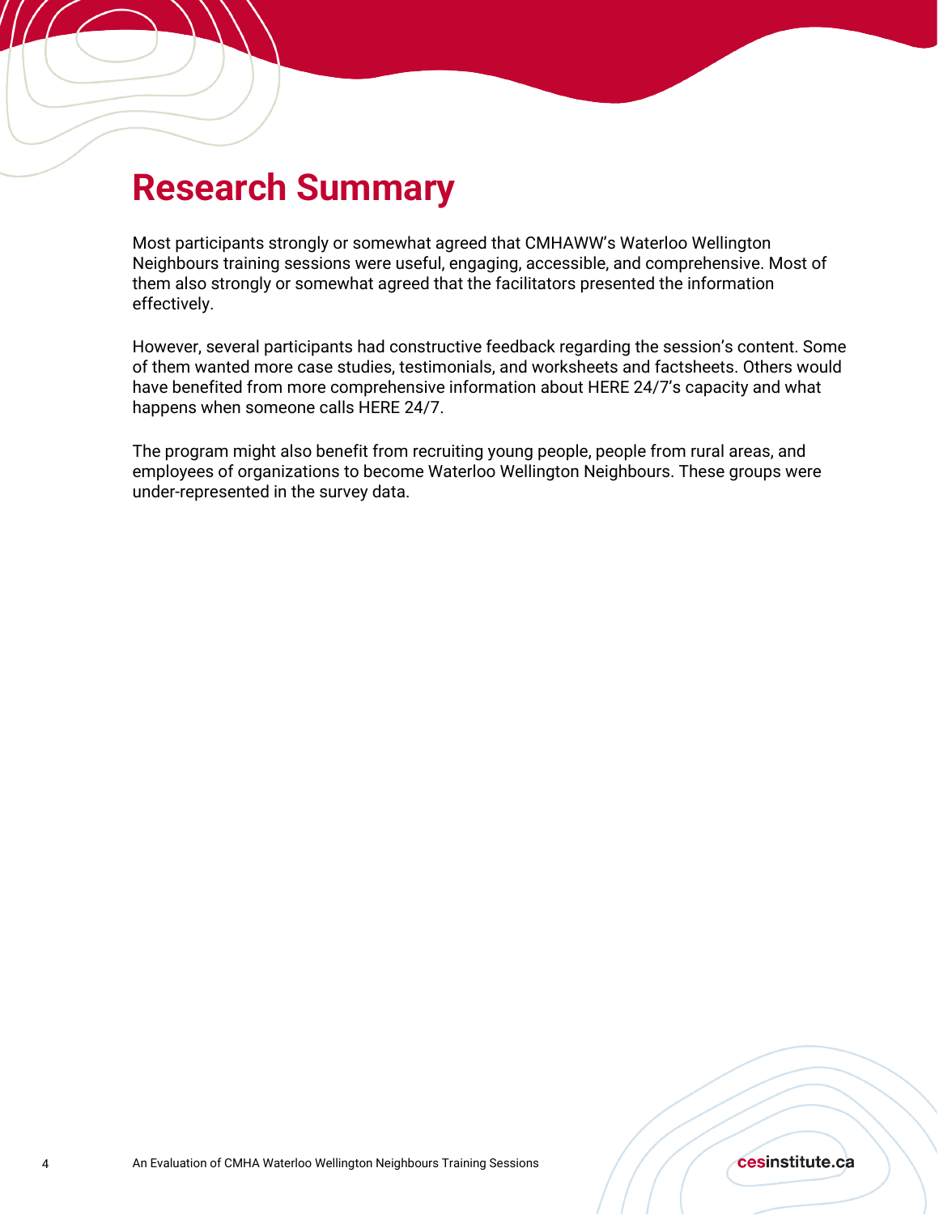# Research Summary

Most participants strongly or somewhat agreed that CMHAWW's Waterloo Wellington Neighbours training sessions were useful, engaging, accessible, and comprehensive. Most of them also strongly or somewhat agreed that the facilitators presented the information effectively.

However, several participants had constructive feedback regarding the session's content. Some of them wanted more case studies, testimonials, and worksheets and factsheets. Others would have benefited from more comprehensive information about HERE 24/7's capacity and what happens when someone calls HERE 24/7.

The program might also benefit from recruiting young people, people from rural areas, and employees of organizations to become Waterloo Wellington Neighbours. These groups were under-represented in the survey data.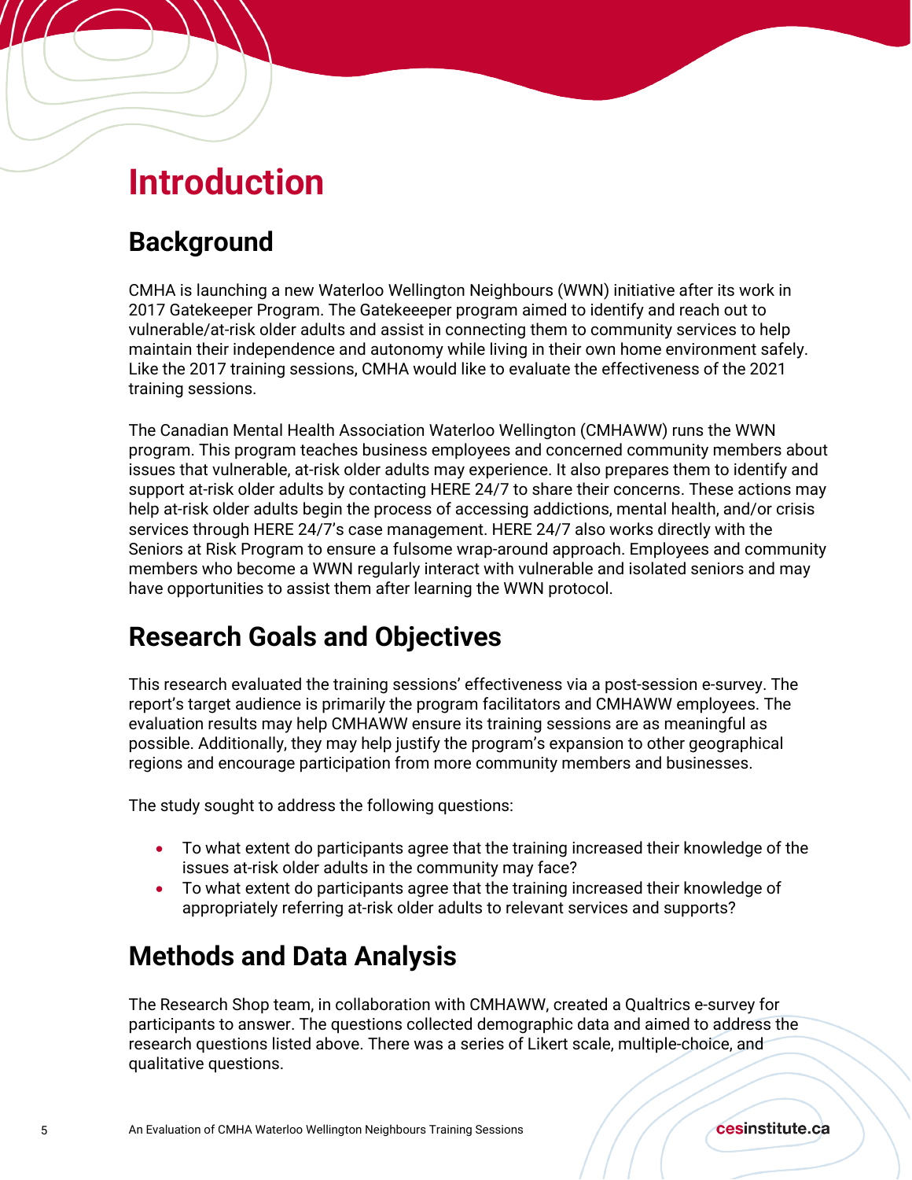# Introduction

## Background

CMHA is launching a new Waterloo Wellington Neighbours (WWN) initiative after its work in 2017 Gatekeeper Program. The Gatekeeeper program aimed to identify and reach out to vulnerable/at-risk older adults and assist in connecting them to community services to help maintain their independence and autonomy while living in their own home environment safely. Like the 2017 training sessions, CMHA would like to evaluate the effectiveness of the 2021 training sessions.

The Canadian Mental Health Association Waterloo Wellington (CMHAWW) runs the WWN program. This program teaches business employees and concerned community members about issues that vulnerable, at-risk older adults may experience. It also prepares them to identify and support at-risk older adults by contacting HERE 24/7 to share their concerns. These actions may help at-risk older adults begin the process of accessing addictions, mental health, and/or crisis services through HERE 24/7's case management. HERE 24/7 also works directly with the Seniors at Risk Program to ensure a fulsome wrap-around approach. Employees and community members who become a WWN regularly interact with vulnerable and isolated seniors and may have opportunities to assist them after learning the WWN protocol.

## Research Goals and Objectives

This research evaluated the training sessions' effectiveness via a post-session e-survey. The report's target audience is primarily the program facilitators and CMHAWW employees. The evaluation results may help CMHAWW ensure its training sessions are as meaningful as possible. Additionally, they may help justify the program's expansion to other geographical regions and encourage participation from more community members and businesses.

The study sought to address the following questions:

- To what extent do participants agree that the training increased their knowledge of the issues at-risk older adults in the community may face?
- To what extent do participants agree that the training increased their knowledge of appropriately referring at-risk older adults to relevant services and supports?

## Methods and Data Analysis

The Research Shop team, in collaboration with CMHAWW, created a Qualtrics e-survey for participants to answer. The questions collected demographic data and aimed to address the research questions listed above. There was a series of Likert scale, multiple-choice, and qualitative questions.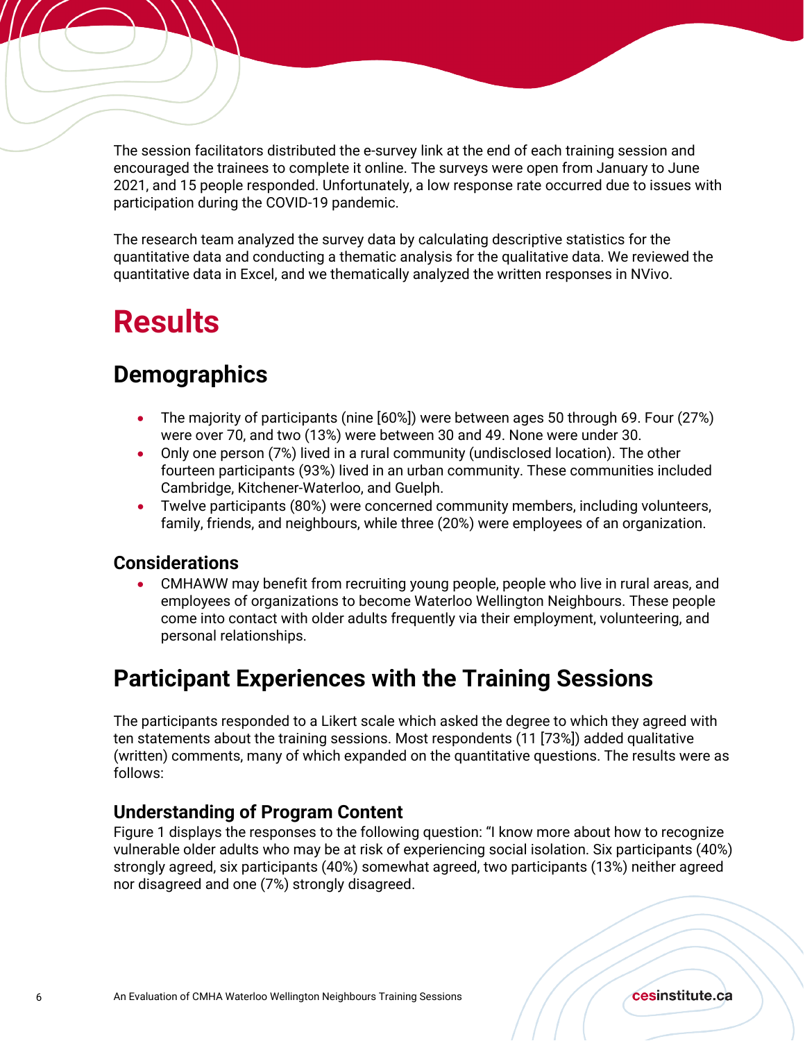The session facilitators distributed the e-survey link at the end of each training session and encouraged the trainees to complete it online. The surveys were open from January to June 2021, and 15 people responded. Unfortunately, a low response rate occurred due to issues with participation during the COVID-19 pandemic.

The research team analyzed the survey data by calculating descriptive statistics for the quantitative data and conducting a thematic analysis for the qualitative data. We reviewed the quantitative data in Excel, and we thematically analyzed the written responses in NVivo.

# Results

## Demographics

- The majority of participants (nine [60%]) were between ages 50 through 69. Four (27%) were over 70, and two (13%) were between 30 and 49. None were under 30.
- Only one person (7%) lived in a rural community (undisclosed location). The other fourteen participants (93%) lived in an urban community. These communities included Cambridge, Kitchener-Waterloo, and Guelph.
- Twelve participants (80%) were concerned community members, including volunteers, family, friends, and neighbours, while three (20%) were employees of an organization.

### Considerations

- CMHAWW may benefit from recruiting young people, people who live in rural areas, and employees of organizations to become Waterloo Wellington Neighbours. These people come into contact with older adults frequently via their employment, volunteering, and personal relationships.

## Participant Experiences with the Training Sessions

The participants responded to a Likert scale which asked the degree to which they agreed with ten statements about the training sessions. Most respondents (11 [73%]) added qualitative (written) comments, many of which expanded on the quantitative questions. The results were as follows:

### Understanding of Program Content

Figure 1 displays the responses to the following question: "I know more about how to recognize vulnerable older adults who may be at risk of experiencing social isolation. Six participants (40%) strongly agreed, six participants (40%) somewhat agreed, two participants (13%) neither agreed nor disagreed and one (7%) strongly disagreed.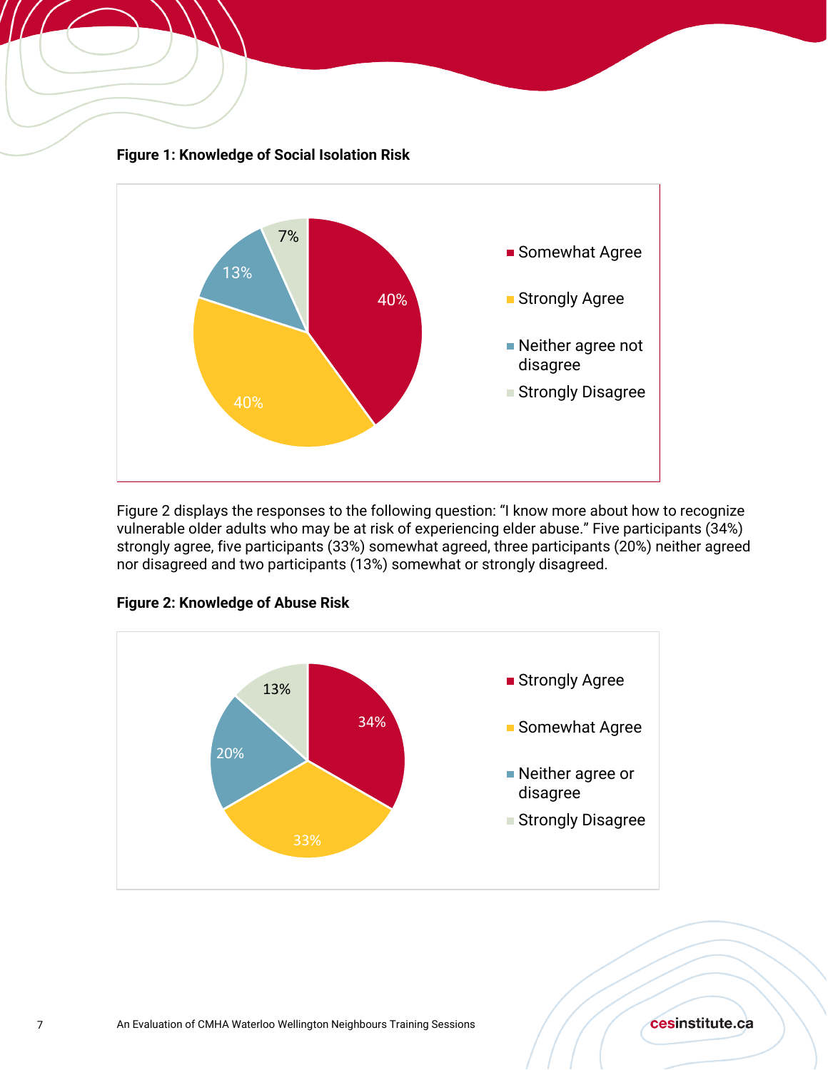**Figure 1: Knowledge of Social Isolation Risk**

Figure 2 displays the responses to the following question: “I know more about how to recognize vulnerable older adults who may be at risk of experiencing elder abuse.” Five participants (34%) strongly agree, five participants (33%) somewhat agreed, three participants (20%) neither agreed nor disagreed and two participants (13%) somewhat or strongly disagreed.

**Figure 2: Knowledge of Abuse Risk**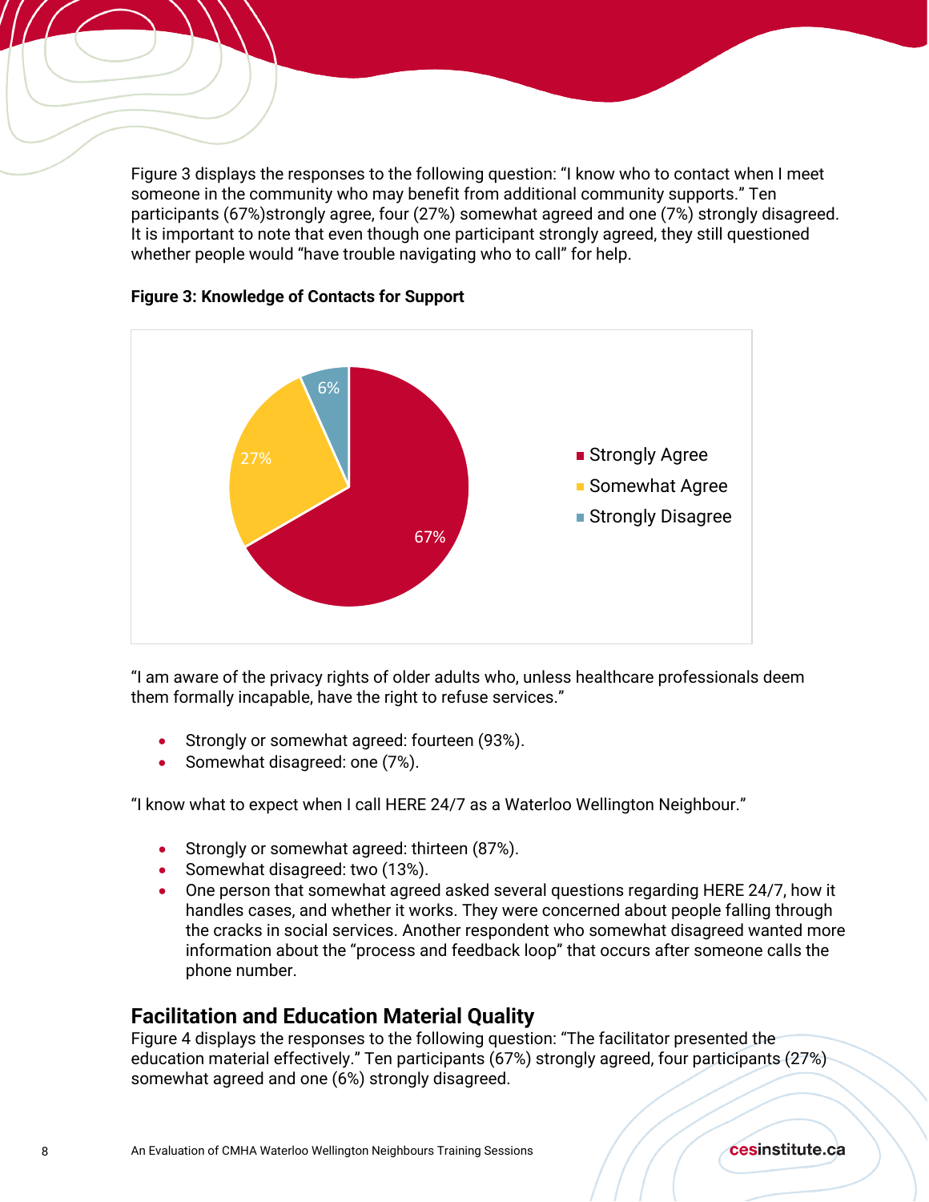Figure 3 displays the responses to the following question: "I know who to contact when I meet someone in the community who may benefit from additional community supports." Ten participants (67%)strongly agree, four (27%) somewhat agreed and one (7%) strongly disagreed. It is important to note that even though one participant strongly agreed, they still questioned whether people would "have trouble navigating who to call" for help.

**Figure 3: Knowledge of Contacts for Support**

| Response | Percentage |
|---|---|
| Strongly Agree | 67% |
| Somewhat Agree | 27% |
| Strongly Disagree | 6% |

"I am aware of the privacy rights of older adults who, unless healthcare professionals deem them formally incapable, have the right to refuse services."

- Strongly or somewhat agreed: fourteen (93%).
- Somewhat disagreed: one (7%).

"I know what to expect when I call HERE 24/7 as a Waterloo Wellington Neighbour."

- Strongly or somewhat agreed: thirteen (87%).
- Somewhat disagreed: two (13%).
- One person that somewhat agreed asked several questions regarding HERE 24/7, how it handles cases, and whether it works. They were concerned about people falling through the cracks in social services. Another respondent who somewhat disagreed wanted more information about the "process and feedback loop" that occurs after someone calls the phone number.

## Facilitation and Education Material Quality

Figure 4 displays the responses to the following question: "The facilitator presented the education material effectively." Ten participants (67%) strongly agreed, four participants (27%) somewhat agreed and one (6%) strongly disagreed.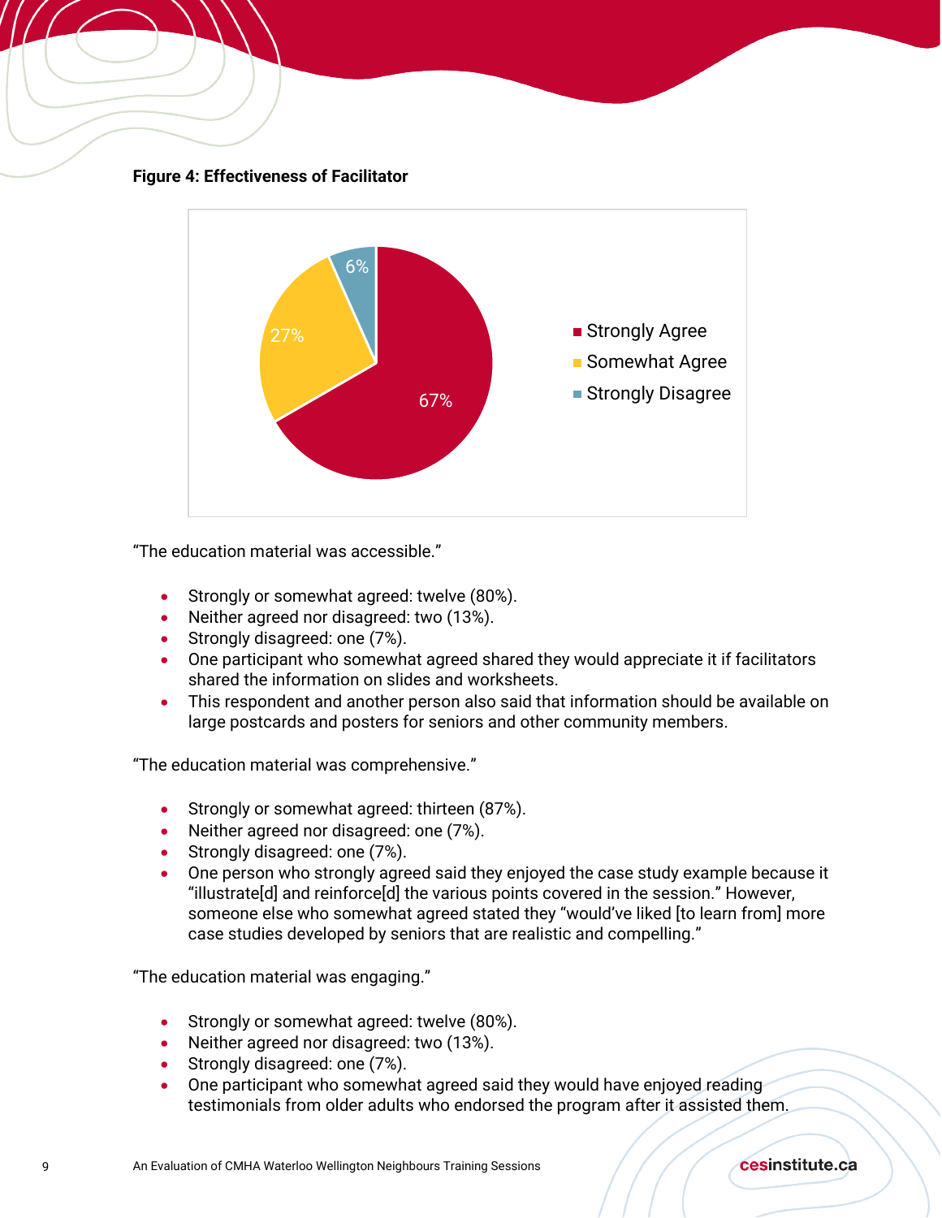**Figure 4: Effectiveness of Facilitator**

"The education material was accessible."

- Strongly or somewhat agreed: twelve (80%).
- Neither agreed nor disagreed: two (13%).
- Strongly disagreed: one (7%).
- One participant who somewhat agreed shared they would appreciate it if facilitators shared the information on slides and worksheets.
- This respondent and another person also said that information should be available on large postcards and posters for seniors and other community members.

"The education material was comprehensive."

- Strongly or somewhat agreed: thirteen (87%).
- Neither agreed nor disagreed: one (7%).
- Strongly disagreed: one (7%).
- One person who strongly agreed said they enjoyed the case study example because it "illustrate[d] and reinforce[d] the various points covered in the session." However, someone else who somewhat agreed stated they "would've liked [to learn from] more case studies developed by seniors that are realistic and compelling."

"The education material was engaging."

- Strongly or somewhat agreed: twelve (80%).
- Neither agreed nor disagreed: two (13%).
- Strongly disagreed: one (7%).
- One participant who somewhat agreed said they would have enjoyed reading testimonials from older adults who endorsed the program after it assisted them.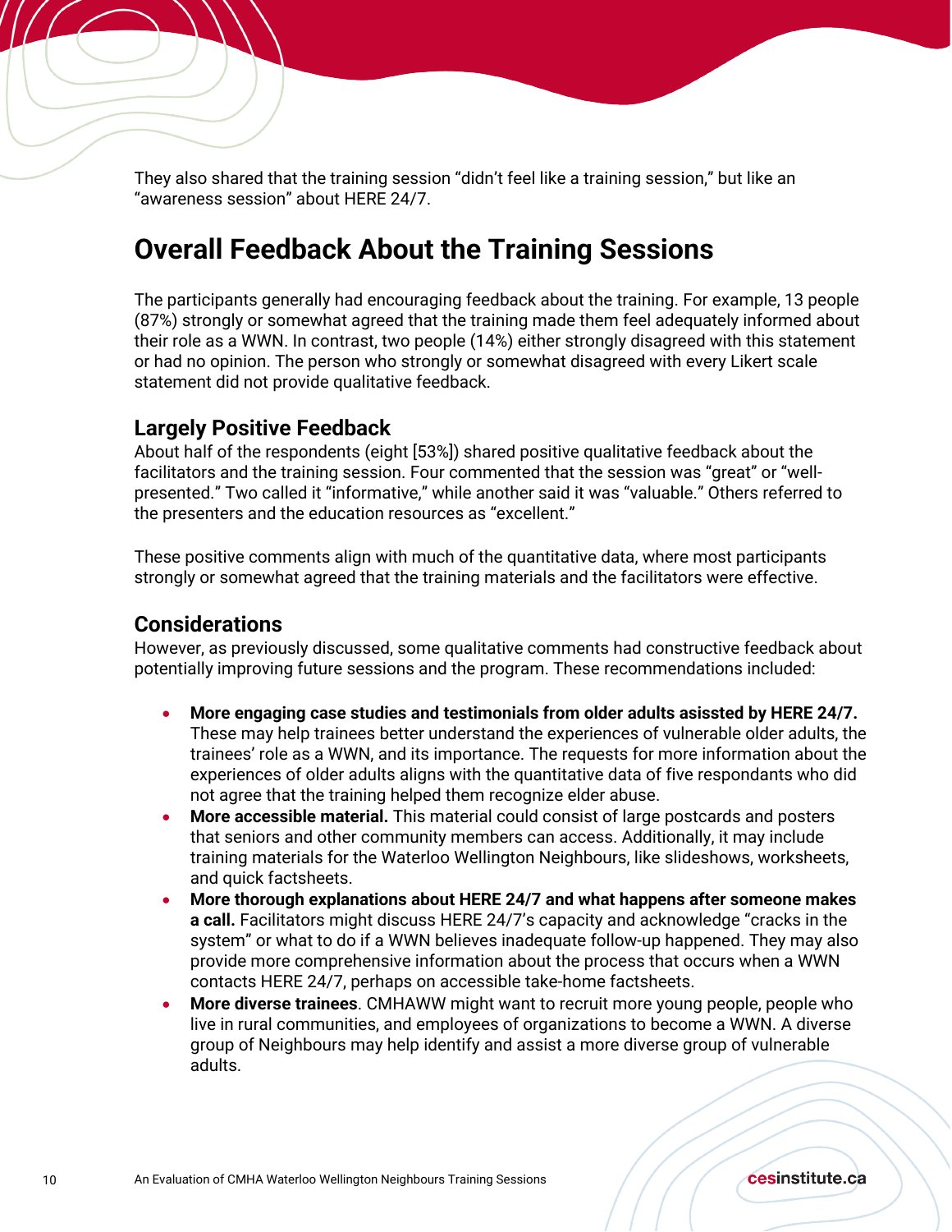They also shared that the training session "didn't feel like a training session," but like an "awareness session" about HERE 24/7.

## Overall Feedback About the Training Sessions

The participants generally had encouraging feedback about the training. For example, 13 people (87%) strongly or somewhat agreed that the training made them feel adequately informed about their role as a WWN. In contrast, two people (14%) either strongly disagreed with this statement or had no opinion. The person who strongly or somewhat disagreed with every Likert scale statement did not provide qualitative feedback.

### Largely Positive Feedback

About half of the respondents (eight [53%]) shared positive qualitative feedback about the facilitators and the training session. Four commented that the session was "great" or "well-presented." Two called it "informative," while another said it was "valuable." Others referred to the presenters and the education resources as "excellent."

These positive comments align with much of the quantitative data, where most participants strongly or somewhat agreed that the training materials and the facilitators were effective.

### Considerations

However, as previously discussed, some qualitative comments had constructive feedback about potentially improving future sessions and the program. These recommendations included:

- **More engaging case studies and testimonials from older adults asissted by HERE 24/7.** These may help trainees better understand the experiences of vulnerable older adults, the trainees' role as a WWN, and its importance. The requests for more information about the experiences of older adults aligns with the quantitative data of five respondants who did not agree that the training helped them recognize elder abuse.
- **More accessible material.** This material could consist of large postcards and posters that seniors and other community members can access. Additionally, it may include training materials for the Waterloo Wellington Neighbours, like slideshows, worksheets, and quick factsheets.
- **More thorough explanations about HERE 24/7 and what happens after someone makes a call.** Facilitators might discuss HERE 24/7's capacity and acknowledge "cracks in the system" or what to do if a WWN believes inadequate follow-up happened. They may also provide more comprehensive information about the process that occurs when a WWN contacts HERE 24/7, perhaps on accessible take-home factsheets.
- **More diverse trainees**. CMHAWW might want to recruit more young people, people who live in rural communities, and employees of organizations to become a WWN. A diverse group of Neighbours may help identify and assist a more diverse group of vulnerable adults.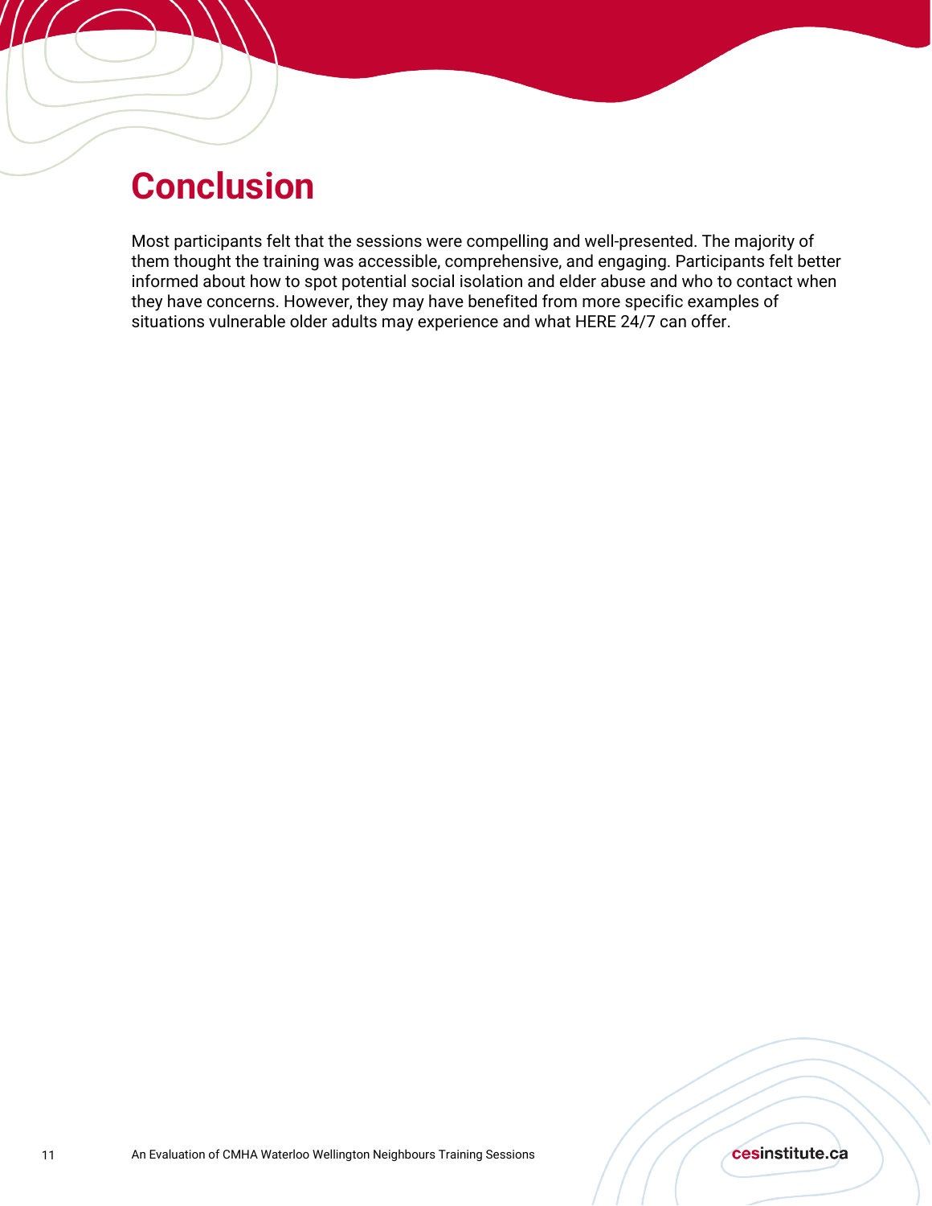# Conclusion

Most participants felt that the sessions were compelling and well-presented. The majority of them thought the training was accessible, comprehensive, and engaging. Participants felt better informed about how to spot potential social isolation and elder abuse and who to contact when they have concerns. However, they may have benefited from more specific examples of situations vulnerable older adults may experience and what HERE 24/7 can offer.